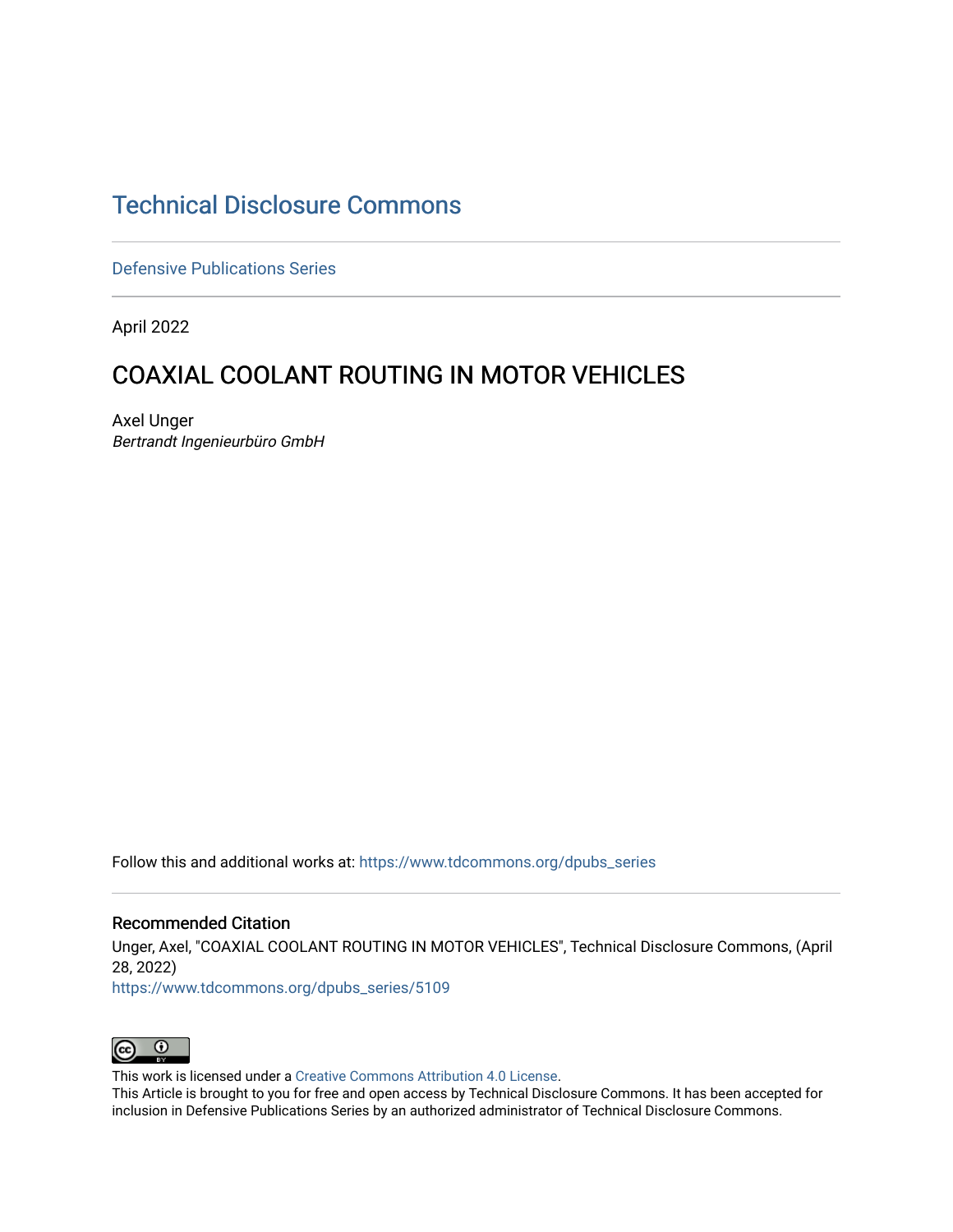# Technical Disclosure Commons

Defensive Publications Series

April 2022

## COAXIAL COOLANT ROUTING IN MOTOR VEHICLES

Axel Unger

*Bertrandt Ingenieurbüro GmbH*

Follow this and additional works at: https://www.tdcommons.org/dpubs_series

### Recommended Citation

Unger, Axel, "COAXIAL COOLANT ROUTING IN MOTOR VEHICLES", Technical Disclosure Commons, (April 28, 2022)

https://www.tdcommons.org/dpubs_series/5109

This work is licensed under a Creative Commons Attribution 4.0 License.

This Article is brought to you for free and open access by Technical Disclosure Commons. It has been accepted for inclusion in Defensive Publications Series by an authorized administrator of Technical Disclosure Commons.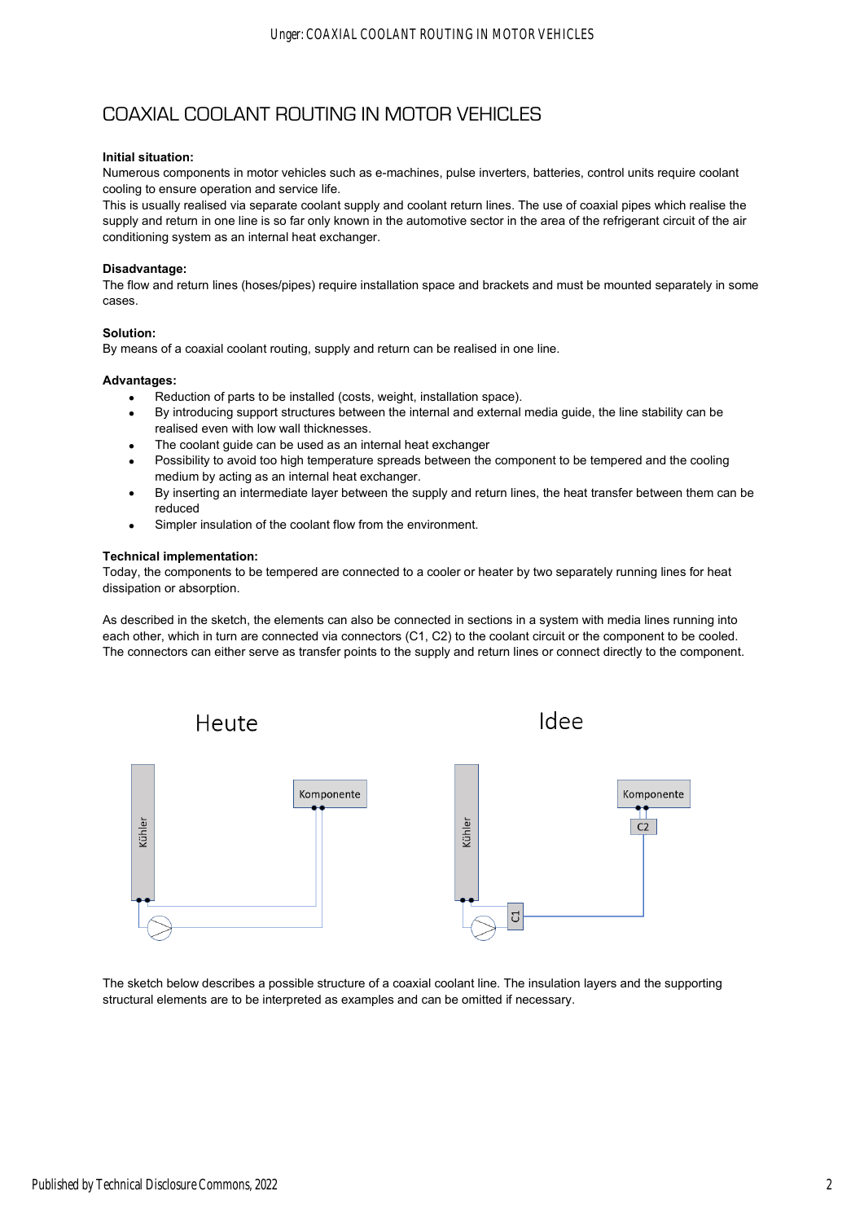# COAXIAL COOLANT ROUTING IN MOTOR VEHICLES

**Initial situation:**

Numerous components in motor vehicles such as e-machines, pulse inverters, batteries, control units require coolant cooling to ensure operation and service life.

This is usually realised via separate coolant supply and coolant return lines. The use of coaxial pipes which realise the supply and return in one line is so far only known in the automotive sector in the area of the refrigerant circuit of the air conditioning system as an internal heat exchanger.

**Disadvantage:**

The flow and return lines (hoses/pipes) require installation space and brackets and must be mounted separately in some cases.

**Solution:**

By means of a coaxial coolant routing, supply and return can be realised in one line.

**Advantages:**

- Reduction of parts to be installed (costs, weight, installation space).
- By introducing support structures between the internal and external media guide, the line stability can be realised even with low wall thicknesses.
- The coolant guide can be used as an internal heat exchanger
- Possibility to avoid too high temperature spreads between the component to be tempered and the cooling medium by acting as an internal heat exchanger.
- By inserting an intermediate layer between the supply and return lines, the heat transfer between them can be reduced
- Simpler insulation of the coolant flow from the environment.

**Technical implementation:**

Today, the components to be tempered are connected to a cooler or heater by two separately running lines for heat dissipation or absorption.

As described in the sketch, the elements can also be connected in sections in a system with media lines running into each other, which in turn are connected via connectors (C1, C2) to the coolant circuit or the component to be cooled. The connectors can either serve as transfer points to the supply and return lines or connect directly to the component.

Heute | Idee

Kühler | Komponente | C1 | C2

The sketch below describes a possible structure of a coaxial coolant line. The insulation layers and the supporting structural elements are to be interpreted as examples and can be omitted if necessary.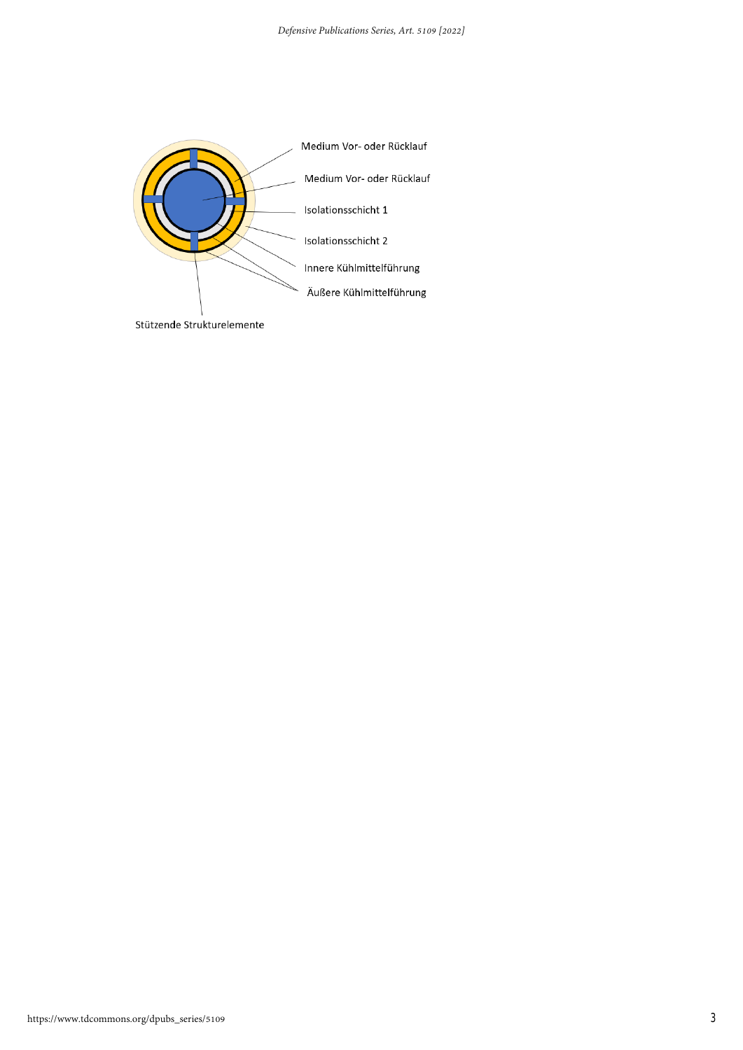Medium Vor- oder Rücklauf

Medium Vor- oder Rücklauf

Isolationsschicht 1

Isolationsschicht 2

Innere Kühlmittelführung

Äußere Kühlmittelführung

Stützende Strukturelemente